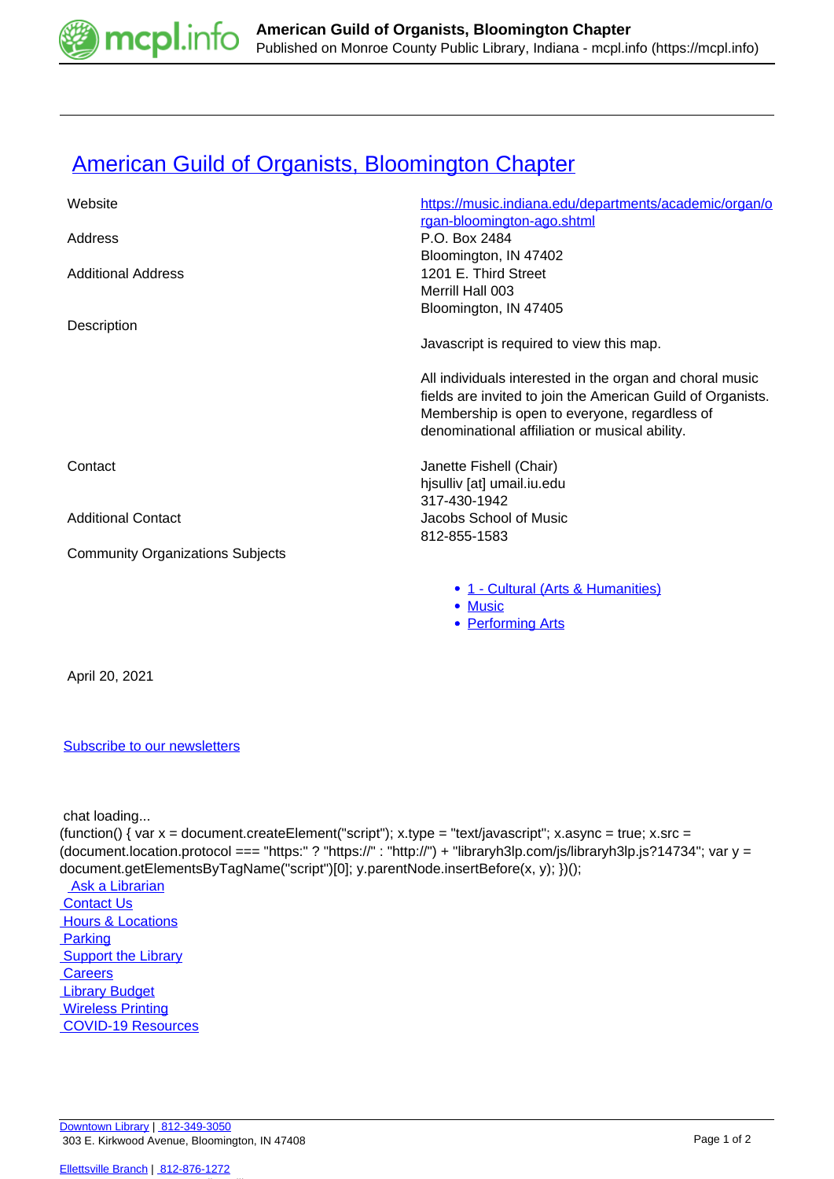# American Guild of Organists, Bloomington Chapter

| | |
|---|---|
| Website | https://music.indiana.edu/departments/academic/organ/organ-bloomington-ago.shtml |
| Address | P.O. Box 2484<br>Bloomington, IN 47402 |
| Additional Address | 1201 E. Third Street<br>Merrill Hall 003<br>Bloomington, IN 47405 |
| Description | Javascript is required to view this map.<br><br>All individuals interested in the organ and choral music fields are invited to join the American Guild of Organists. Membership is open to everyone, regardless of denominational affiliation or musical ability. |
| Contact | Janette Fishell (Chair)<br>hjsulliv [at] umail.iu.edu<br>317-430-1942 |
| Additional Contact | Jacobs School of Music<br>812-855-1583 |
| Community Organizations Subjects | • 1 - Cultural (Arts & Humanities)<br>• Music<br>• Performing Arts |

April 20, 2021

Subscribe to our newsletters

chat loading...

```
(function() { var x = document.createElement("script"); x.type = "text/javascript"; x.async = true; x.src = (document.location.protocol === "https:" ? "https://" : "http://") + "libraryh3lp.com/js/libraryh3lp.js?14734"; var y = document.getElementsByTagName("script")[0]; y.parentNode.insertBefore(x, y); })();
```

Ask a Librarian
Contact Us
Hours & Locations
Parking
Support the Library
Careers
Library Budget
Wireless Printing
COVID-19 Resources

Downtown Library | 812-349-3050
303 E. Kirkwood Avenue, Bloomington, IN 47408

Ellettsville Branch | 812-876-1272